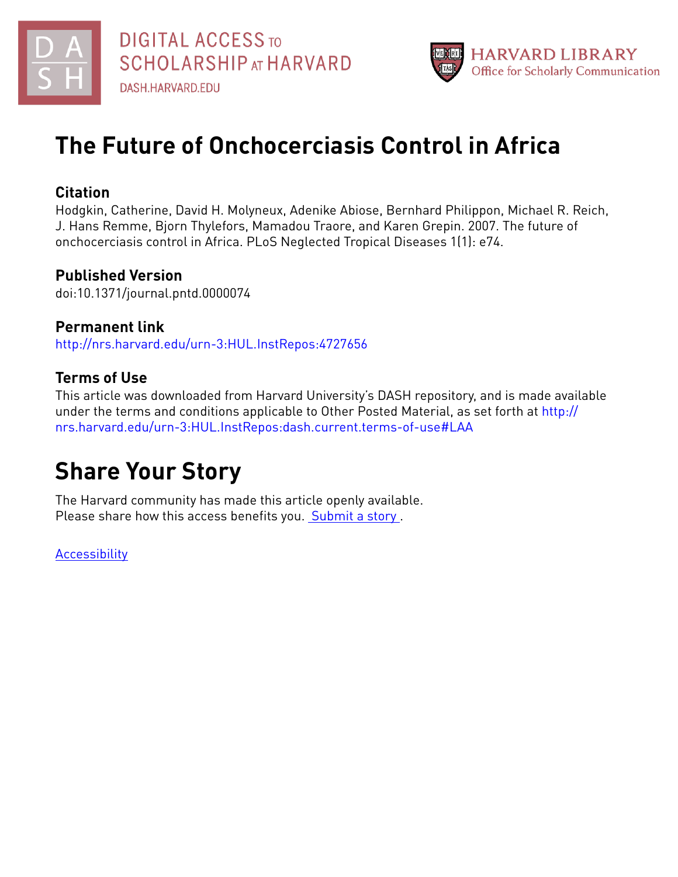# The Future of Onchocerciasis Control in Africa

## Citation

Hodgkin, Catherine, David H. Molyneux, Adenike Abiose, Bernhard Philippon, Michael R. Reich, J. Hans Remme, Bjorn Thylefors, Mamadou Traore, and Karen Grepin. 2007. The future of onchocerciasis control in Africa. PLoS Neglected Tropical Diseases 1(1): e74.

## Published Version

doi:10.1371/journal.pntd.0000074

## Permanent link

http://nrs.harvard.edu/urn-3:HUL.InstRepos:4727656

## Terms of Use

This article was downloaded from Harvard University's DASH repository, and is made available under the terms and conditions applicable to Other Posted Material, as set forth at http://nrs.harvard.edu/urn-3:HUL.InstRepos:dash.current.terms-of-use#LAA

# Share Your Story

The Harvard community has made this article openly available.
Please share how this access benefits you. Submit a story .

Accessibility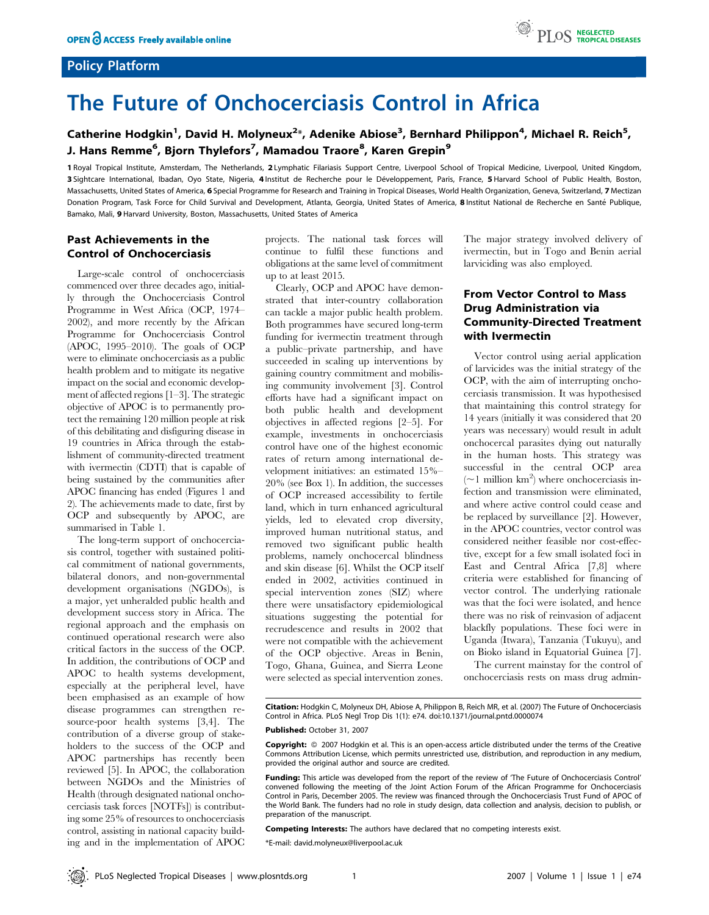# The Future of Onchocerciasis Control in Africa

**Catherine Hodgkin[1], David H. Molyneux[2]*, Adenike Abiose[3], Bernhard Philippon[4], Michael R. Reich[5], J. Hans Remme[6], Bjorn Thylefors[7], Mamadou Traore[8], Karen Grepin[9]**

1 Royal Tropical Institute, Amsterdam, The Netherlands, 2 Lymphatic Filariasis Support Centre, Liverpool School of Tropical Medicine, Liverpool, United Kingdom, 3 Sightcare International, Ibadan, Oyo State, Nigeria, 4 Institut de Recherche pour le Développement, Paris, France, 5 Harvard School of Public Health, Boston, Massachusetts, United States of America, 6 Special Programme for Research and Training in Tropical Diseases, World Health Organization, Geneva, Switzerland, 7 Mectizan Donation Program, Task Force for Child Survival and Development, Atlanta, Georgia, United States of America, 8 Institut National de Recherche en Santé Publique, Bamako, Mali, 9 Harvard University, Boston, Massachusetts, United States of America

## Past Achievements in the Control of Onchocerciasis

Large-scale control of onchocerciasis commenced over three decades ago, initially through the Onchocerciasis Control Programme in West Africa (OCP, 1974–2002), and more recently by the African Programme for Onchocerciasis Control (APOC, 1995–2010). The goals of OCP were to eliminate onchocerciasis as a public health problem and to mitigate its negative impact on the social and economic development of affected regions [1–3]. The strategic objective of APOC is to permanently protect the remaining 120 million people at risk of this debilitating and disfiguring disease in 19 countries in Africa through the establishment of community-directed treatment with ivermectin (CDTI) that is capable of being sustained by the communities after APOC financing has ended (Figures 1 and 2). The achievements made to date, first by OCP and subsequently by APOC, are summarised in Table 1.

The long-term support of onchocerciasis control, together with sustained political commitment of national governments, bilateral donors, and non-governmental development organisations (NGDOs), is a major, yet unheralded public health and development success story in Africa. The regional approach and the emphasis on continued operational research were also critical factors in the success of the OCP. In addition, the contributions of OCP and APOC to health systems development, especially at the peripheral level, have been emphasised as an example of how disease programmes can strengthen resource-poor health systems [3,4]. The contribution of a diverse group of stakeholders to the success of the OCP and APOC partnerships has recently been reviewed [5]. In APOC, the collaboration between NGDOs and the Ministries of Health (through designated national onchocerciasis task forces [NOTFs]) is contributing some 25% of resources to onchocerciasis control, assisting in national capacity building and in the implementation of APOC projects. The national task forces will continue to fulfil these functions and obligations at the same level of commitment up to at least 2015.

Clearly, OCP and APOC have demonstrated that inter-country collaboration can tackle a major public health problem. Both programmes have secured long-term funding for ivermectin treatment through a public–private partnership, and have succeeded in scaling up interventions by gaining country commitment and mobilising community involvement [3]. Control efforts have had a significant impact on both public health and development objectives in affected regions [2–5]. For example, investments in onchocerciasis control have one of the highest economic rates of return among international development initiatives: an estimated 15%–20% (see Box 1). In addition, the successes of OCP increased accessibility to fertile land, which in turn enhanced agricultural yields, led to elevated crop diversity, improved human nutritional status, and removed two significant public health problems, namely onchocercal blindness and skin disease [6]. Whilst the OCP itself ended in 2002, activities continued in special intervention zones (SIZ) where there were unsatisfactory epidemiological situations suggesting the potential for recrudescence and results in 2002 that were not compatible with the achievement of the OCP objective. Areas in Benin, Togo, Ghana, Guinea, and Sierra Leone were selected as special intervention zones. The major strategy involved delivery of ivermectin, but in Togo and Benin aerial larviciding was also employed.

## From Vector Control to Mass Drug Administration via Community-Directed Treatment with Ivermectin

Vector control using aerial application of larvicides was the initial strategy of the OCP, with the aim of interrupting onchocerciasis transmission. It was hypothesised that maintaining this control strategy for 14 years (initially it was considered that 20 years was necessary) would result in adult onchocercal parasites dying out naturally in the human hosts. This strategy was successful in the central OCP area (~1 million km$^2$) where onchocerciasis infection and transmission were eliminated, and where active control could cease and be replaced by surveillance [2]. However, in the APOC countries, vector control was considered neither feasible nor cost-effective, except for a few small isolated foci in East and Central Africa [7,8] where criteria were established for financing of vector control. The underlying rationale was that the foci were isolated, and hence there was no risk of reinvasion of adjacent blackfly populations. These foci were in Uganda (Itwara), Tanzania (Tukuyu), and on Bioko island in Equatorial Guinea [7].

The current mainstay for the control of onchocerciasis rests on mass drug admin-

**Citation:** Hodgkin C, Molyneux DH, Abiose A, Philippon B, Reich MR, et al. (2007) The Future of Onchocerciasis Control in Africa. PLoS Negl Trop Dis 1(1): e74. doi:10.1371/journal.pntd.0000074

**Published:** October 31, 2007

**Copyright:** © 2007 Hodgkin et al. This is an open-access article distributed under the terms of the Creative Commons Attribution License, which permits unrestricted use, distribution, and reproduction in any medium, provided the original author and source are credited.

**Funding:** This article was developed from the report of the review of 'The Future of Onchocerciasis Control' convened following the meeting of the Joint Action Forum of the African Programme for Onchocerciasis Control in Paris, December 2005. The review was financed through the Onchocerciasis Trust Fund of APOC of the World Bank. The funders had no role in study design, data collection and analysis, decision to publish, or preparation of the manuscript.

**Competing Interests:** The authors have declared that no competing interests exist.

*E-mail: david.molyneux@liverpool.ac.uk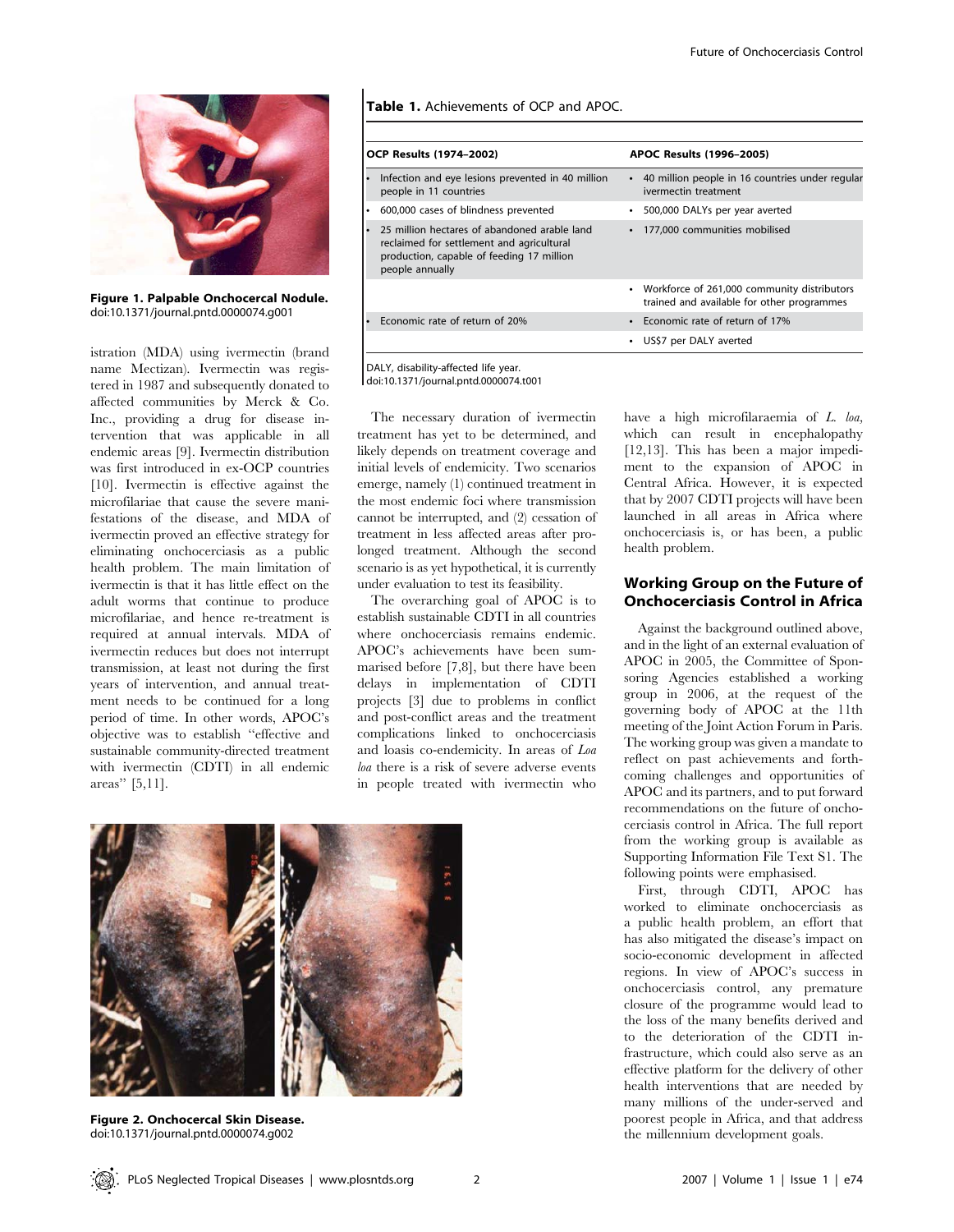Figure 1. Palpable Onchocercal Nodule.
doi:10.1371/journal.pntd.0000074.g001

istration (MDA) using ivermectin (brand name Mectizan). Ivermectin was registered in 1987 and subsequently donated to affected communities by Merck & Co. Inc., providing a drug for disease intervention that was applicable in all endemic areas [9]. Ivermectin distribution was first introduced in ex-OCP countries [10]. Ivermectin is effective against the microfilariae that cause the severe manifestations of the disease, and MDA of ivermectin proved an effective strategy for eliminating onchocerciasis as a public health problem. The main limitation of ivermectin is that it has little effect on the adult worms that continue to produce microfilariae, and hence re-treatment is required at annual intervals. MDA of ivermectin reduces but does not interrupt transmission, at least not during the first years of intervention, and annual treatment needs to be continued for a long period of time. In other words, APOC's objective was to establish "effective and sustainable community-directed treatment with ivermectin (CDTI) in all endemic areas" [5,11].

**Table 1.** Achievements of OCP and APOC.

| OCP Results (1974–2002) | APOC Results (1996–2005) |
|---|---|
| • Infection and eye lesions prevented in 40 million people in 11 countries | • 40 million people in 16 countries under regular ivermectin treatment |
| • 600,000 cases of blindness prevented | • 500,000 DALYs per year averted |
| • 25 million hectares of abandoned arable land reclaimed for settlement and agricultural production, capable of feeding 17 million people annually | • 177,000 communities mobilised |
| | • Workforce of 261,000 community distributors trained and available for other programmes |
| • Economic rate of return of 20% | • Economic rate of return of 17% |
| | • US$7 per DALY averted |

DALY, disability-affected life year.
doi:10.1371/journal.pntd.0000074.t001

The necessary duration of ivermectin treatment has yet to be determined, and likely depends on treatment coverage and initial levels of endemicity. Two scenarios emerge, namely (1) continued treatment in the most endemic foci where transmission cannot be interrupted, and (2) cessation of treatment in less affected areas after prolonged treatment. Although the second scenario is as yet hypothetical, it is currently under evaluation to test its feasibility.

The overarching goal of APOC is to establish sustainable CDTI in all countries where onchocerciasis remains endemic. APOC's achievements have been summarised before [7,8], but there have been delays in implementation of CDTI projects [3] due to problems in conflict and post-conflict areas and the treatment complications linked to onchocerciasis and loasis co-endemicity. In areas of *Loa loa* there is a risk of severe adverse events in people treated with ivermectin who have a high microfilaraemia of *L. loa*, which can result in encephalopathy [12,13]. This has been a major impediment to the expansion of APOC in Central Africa. However, it is expected that by 2007 CDTI projects will have been launched in all areas in Africa where onchocerciasis is, or has been, a public health problem.

Figure 2. Onchocercal Skin Disease.
doi:10.1371/journal.pntd.0000074.g002

## Working Group on the Future of Onchocerciasis Control in Africa

Against the background outlined above, and in the light of an external evaluation of APOC in 2005, the Committee of Sponsoring Agencies established a working group in 2006, at the request of the governing body of APOC at the 11th meeting of the Joint Action Forum in Paris. The working group was given a mandate to reflect on past achievements and forthcoming challenges and opportunities of APOC and its partners, and to put forward recommendations on the future of onchocerciasis control in Africa. The full report from the working group is available as Supporting Information File Text S1. The following points were emphasised.

First, through CDTI, APOC has worked to eliminate onchocerciasis as a public health problem, an effort that has also mitigated the disease's impact on socio-economic development in affected regions. In view of APOC's success in onchocerciasis control, any premature closure of the programme would lead to the loss of the many benefits derived and to the deterioration of the CDTI infrastructure, which could also serve as an effective platform for the delivery of other health interventions that are needed by many millions of the under-served and poorest people in Africa, and that address the millennium development goals.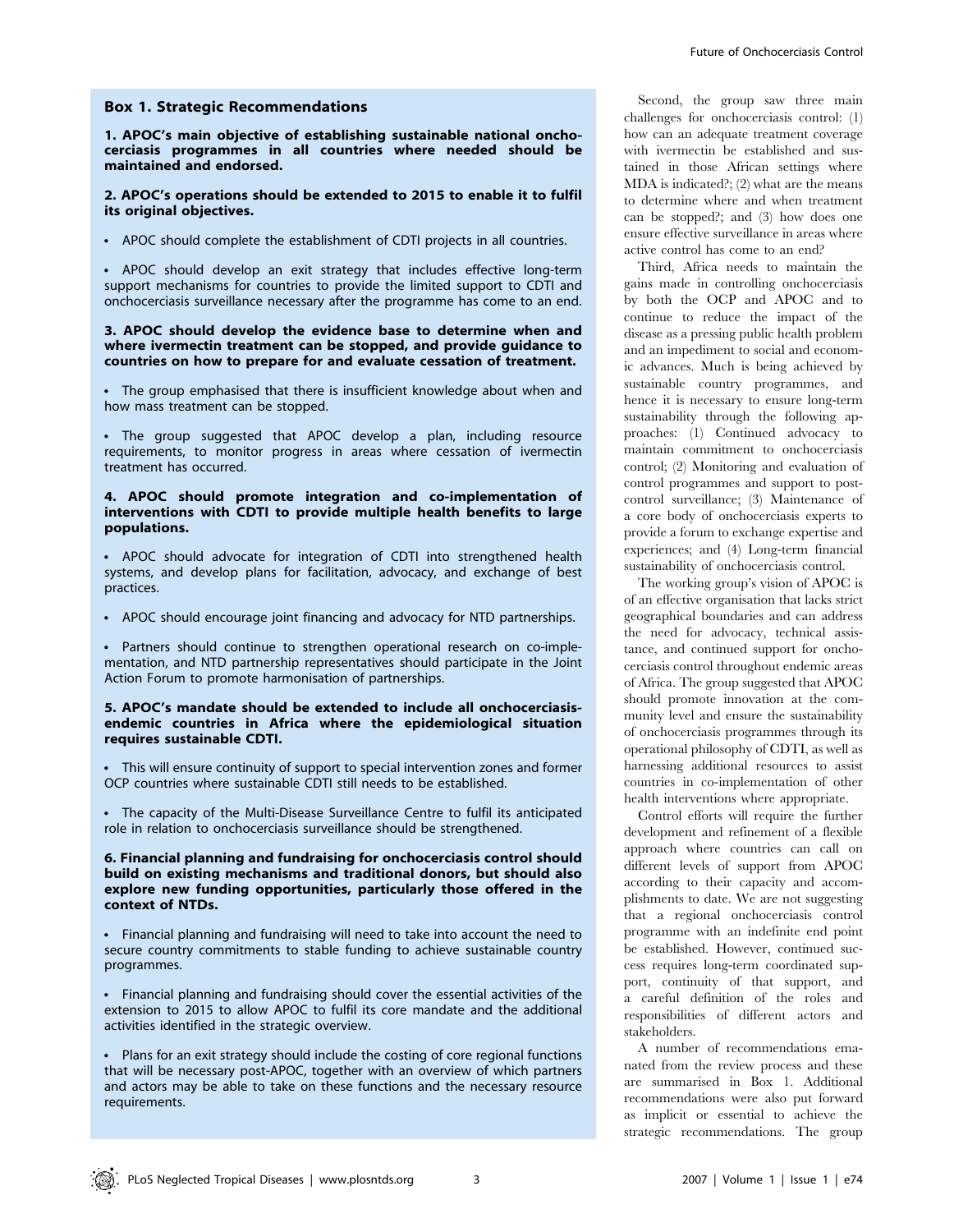## Box 1. Strategic Recommendations

**1. APOC's main objective of establishing sustainable national onchocerciasis programmes in all countries where needed should be maintained and endorsed.**

**2. APOC's operations should be extended to 2015 to enable it to fulfil its original objectives.**

- APOC should complete the establishment of CDTI projects in all countries.
- APOC should develop an exit strategy that includes effective long-term support mechanisms for countries to provide the limited support to CDTI and onchocerciasis surveillance necessary after the programme has come to an end.

**3. APOC should develop the evidence base to determine when and where ivermectin treatment can be stopped, and provide guidance to countries on how to prepare for and evaluate cessation of treatment.**

- The group emphasised that there is insufficient knowledge about when and how mass treatment can be stopped.
- The group suggested that APOC develop a plan, including resource requirements, to monitor progress in areas where cessation of ivermectin treatment has occurred.

**4. APOC should promote integration and co-implementation of interventions with CDTI to provide multiple health benefits to large populations.**

- APOC should advocate for integration of CDTI into strengthened health systems, and develop plans for facilitation, advocacy, and exchange of best practices.
- APOC should encourage joint financing and advocacy for NTD partnerships.
- Partners should continue to strengthen operational research on co-implementation, and NTD partnership representatives should participate in the Joint Action Forum to promote harmonisation of partnerships.

**5. APOC's mandate should be extended to include all onchocerciasis-endemic countries in Africa where the epidemiological situation requires sustainable CDTI.**

- This will ensure continuity of support to special intervention zones and former OCP countries where sustainable CDTI still needs to be established.
- The capacity of the Multi-Disease Surveillance Centre to fulfil its anticipated role in relation to onchocerciasis surveillance should be strengthened.

**6. Financial planning and fundraising for onchocerciasis control should build on existing mechanisms and traditional donors, but should also explore new funding opportunities, particularly those offered in the context of NTDs.**

- Financial planning and fundraising will need to take into account the need to secure country commitments to stable funding to achieve sustainable country programmes.
- Financial planning and fundraising should cover the essential activities of the extension to 2015 to allow APOC to fulfil its core mandate and the additional activities identified in the strategic overview.
- Plans for an exit strategy should include the costing of core regional functions that will be necessary post-APOC, together with an overview of which partners and actors may be able to take on these functions and the necessary resource requirements.

Second, the group saw three main challenges for onchocerciasis control: (1) how can an adequate treatment coverage with ivermectin be established and sustained in those African settings where MDA is indicated?; (2) what are the means to determine where and when treatment can be stopped?; and (3) how does one ensure effective surveillance in areas where active control has come to an end?

Third, Africa needs to maintain the gains made in controlling onchocerciasis by both the OCP and APOC and to continue to reduce the impact of the disease as a pressing public health problem and an impediment to social and economic advances. Much is being achieved by sustainable country programmes, and hence it is necessary to ensure long-term sustainability through the following approaches: (1) Continued advocacy to maintain commitment to onchocerciasis control; (2) Monitoring and evaluation of control programmes and support to post-control surveillance; (3) Maintenance of a core body of onchocerciasis experts to provide a forum to exchange expertise and experiences; and (4) Long-term financial sustainability of onchocerciasis control.

The working group's vision of APOC is of an effective organisation that lacks strict geographical boundaries and can address the need for advocacy, technical assistance, and continued support for onchocerciasis control throughout endemic areas of Africa. The group suggested that APOC should promote innovation at the community level and ensure the sustainability of onchocerciasis programmes through its operational philosophy of CDTI, as well as harnessing additional resources to assist countries in co-implementation of other health interventions where appropriate.

Control efforts will require the further development and refinement of a flexible approach where countries can call on different levels of support from APOC according to their capacity and accomplishments to date. We are not suggesting that a regional onchocerciasis control programme with an indefinite end point be established. However, continued success requires long-term coordinated support, continuity of that support, and a careful definition of the roles and responsibilities of different actors and stakeholders.

A number of recommendations emanated from the review process and these are summarised in Box 1. Additional recommendations were also put forward as implicit or essential to achieve the strategic recommendations. The group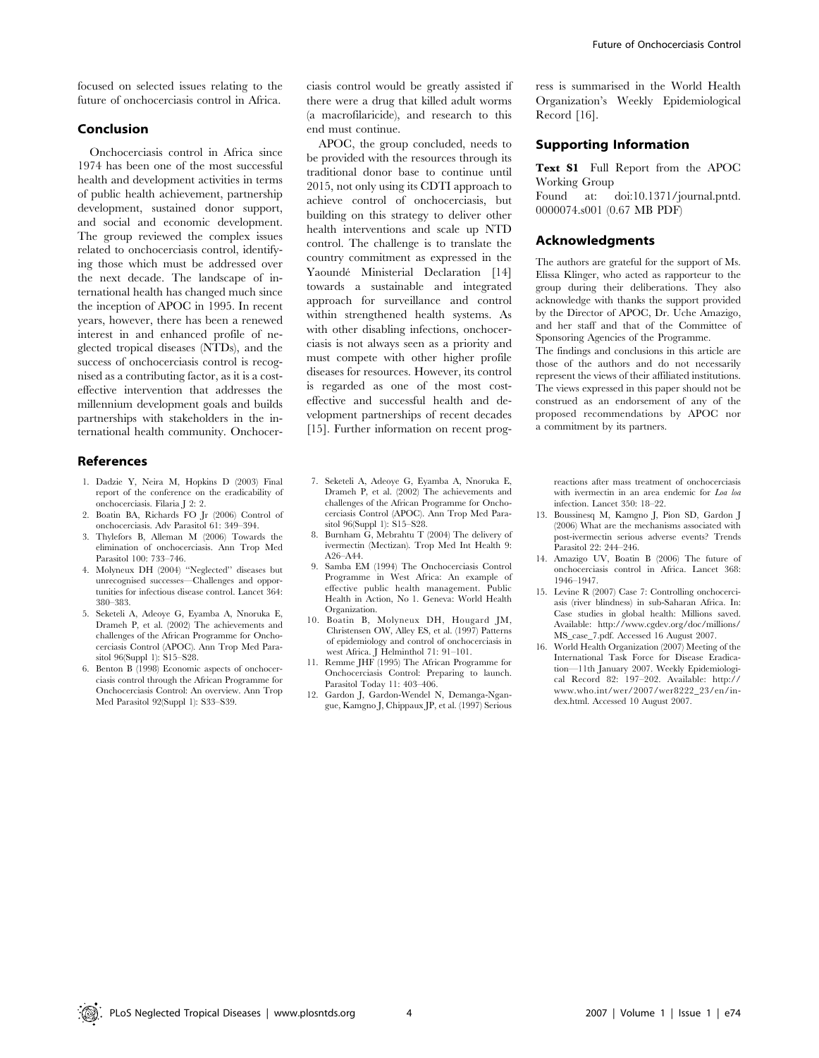focused on selected issues relating to the future of onchocerciasis control in Africa.

## Conclusion

Onchocerciasis control in Africa since 1974 has been one of the most successful health and development activities in terms of public health achievement, partnership development, sustained donor support, and social and economic development. The group reviewed the complex issues related to onchocerciasis control, identifying those which must be addressed over the next decade. The landscape of international health has changed much since the inception of APOC in 1995. In recent years, however, there has been a renewed interest in and enhanced profile of neglected tropical diseases (NTDs), and the success of onchocerciasis control is recognised as a contributing factor, as it is a cost-effective intervention that addresses the millennium development goals and builds partnerships with stakeholders in the international health community. Onchocerciasis control would be greatly assisted if there were a drug that killed adult worms (a macrofilaricide), and research to this end must continue.

APOC, the group concluded, needs to be provided with the resources through its traditional donor base to continue until 2015, not only using its CDTI approach to achieve control of onchocerciasis, but building on this strategy to deliver other health interventions and scale up NTD control. The challenge is to translate the country commitment as expressed in the Yaoundé Ministerial Declaration [14] towards a sustainable and integrated approach for surveillance and control within strengthened health systems. As with other disabling infections, onchocerciasis is not always seen as a priority and must compete with other higher profile diseases for resources. However, its control is regarded as one of the most cost-effective and successful health and development partnerships of recent decades [15]. Further information on recent progress is summarised in the World Health Organization's Weekly Epidemiological Record [16].

## Supporting Information

**Text S1** Full Report from the APOC Working Group
Found at: doi:10.1371/journal.pntd.0000074.s001 (0.67 MB PDF)

## Acknowledgments

The authors are grateful for the support of Ms. Elissa Klinger, who acted as rapporteur to the group during their deliberations. They also acknowledge with thanks the support provided by the Director of APOC, Dr. Uche Amazigo, and her staff and that of the Committee of Sponsoring Agencies of the Programme.

The findings and conclusions in this article are those of the authors and do not necessarily represent the views of their affiliated institutions. The views expressed in this paper should not be construed as an endorsement of any of the proposed recommendations by APOC nor a commitment by its partners.

## References

1. Dadzie Y, Neira M, Hopkins D (2003) Final report of the conference on the eradicability of onchocerciasis. Filaria J 2: 2.
2. Boatin BA, Richards FO Jr (2006) Control of onchocerciasis. Adv Parasitol 61: 349–394.
3. Thylefors B, Alleman M (2006) Towards the elimination of onchocerciasis. Ann Trop Med Parasitol 100: 733–746.
4. Molyneux DH (2004) "Neglected" diseases but unrecognised successes—Challenges and opportunities for infectious disease control. Lancet 364: 380–383.
5. Seketeli A, Adeoye G, Eyamba A, Nnoruka E, Drameh P, et al. (2002) The achievements and challenges of the African Programme for Onchocerciasis Control (APOC). Ann Trop Med Parasitol 96(Suppl 1): S15–S28.
6. Benton B (1998) Economic aspects of onchocerciasis control through the African Programme for Onchocerciasis Control: An overview. Ann Trop Med Parasitol 92(Suppl 1): S33–S39.
7. Seketeli A, Adeoye G, Eyamba A, Nnoruka E, Drameh P, et al. (2002) The achievements and challenges of the African Programme for Onchocerciasis Control (APOC). Ann Trop Med Parasitol 96(Suppl 1): S15–S28.
8. Burnham G, Mebrahtu T (2004) The delivery of ivermectin (Mectizan). Trop Med Int Health 9: A26–A44.
9. Samba EM (1994) The Onchocerciasis Control Programme in West Africa: An example of effective public health management. Public Health in Action, No 1. Geneva: World Health Organization.
10. Boatin B, Molyneux DH, Hougard JM, Christensen OW, Alley ES, et al. (1997) Patterns of epidemiology and control of onchocerciasis in west Africa. J Helminthol 71: 91–101.
11. Remme JHF (1995) The African Programme for Onchocerciasis Control: Preparing to launch. Parasitol Today 11: 403–406.
12. Gardon J, Gardon-Wendel N, Demanga-Ngangue, Kamgno J, Chippaux JP, et al. (1997) Serious reactions after mass treatment of onchocerciasis with ivermectin in an area endemic for *Loa loa* infection. Lancet 350: 18–22.
13. Boussinesq M, Kamgno J, Pion SD, Gardon J (2006) What are the mechanisms associated with post-ivermectin serious adverse events? Trends Parasitol 22: 244–246.
14. Amazigo UV, Boatin B (2006) The future of onchocerciasis control in Africa. Lancet 368: 1946–1947.
15. Levine R (2007) Case 7: Controlling onchocerciasis (river blindness) in sub-Saharan Africa. In: Case studies in global health: Millions saved. Available: http://www.cgdev.org/doc/millions/MS_case_7.pdf. Accessed 16 August 2007.
16. World Health Organization (2007) Meeting of the International Task Force for Disease Eradication—11th January 2007. Weekly Epidemiological Record 82: 197–202. Available: http://www.who.int/wer/2007/wer8222_23/en/index.html. Accessed 10 August 2007.